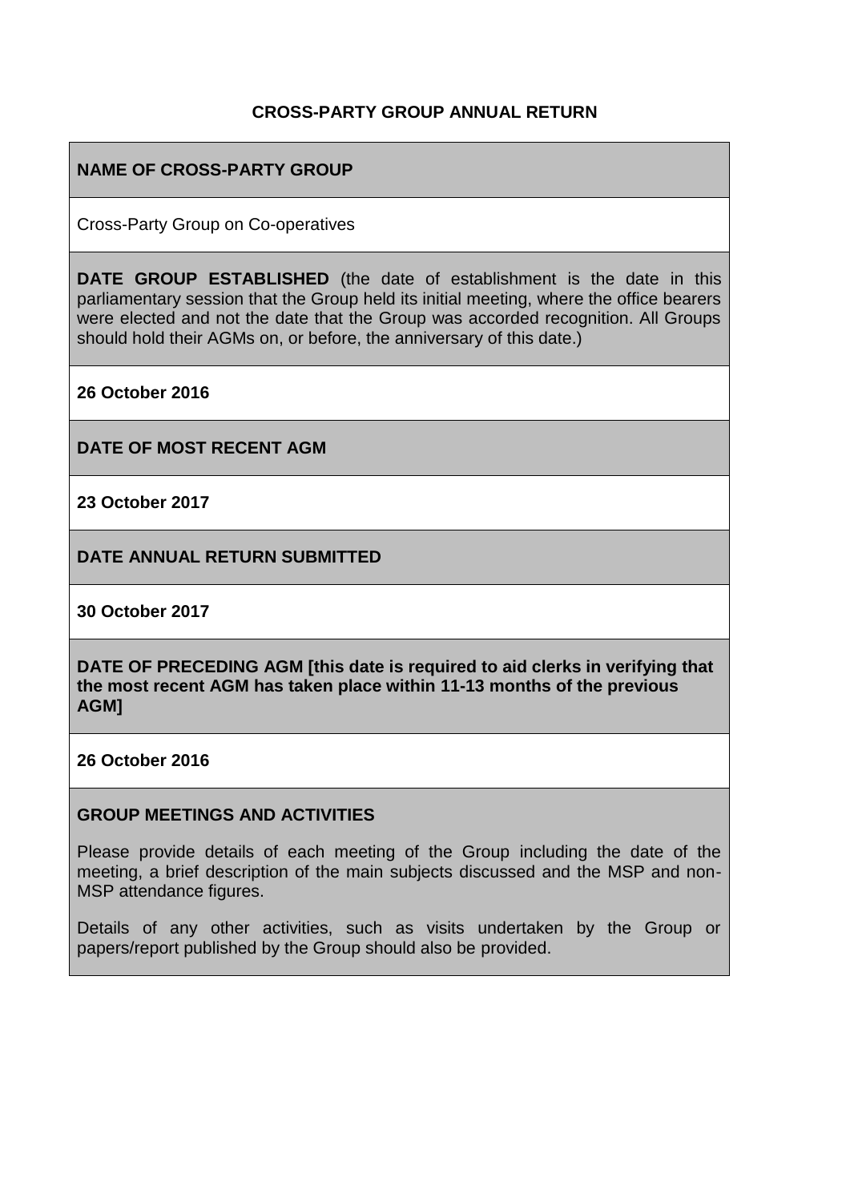# CROSS-PARTY GROUP ANNUAL RETURN

**NAME OF CROSS-PARTY GROUP**

Cross-Party Group on Co-operatives

**DATE GROUP ESTABLISHED** (the date of establishment is the date in this parliamentary session that the Group held its initial meeting, where the office bearers were elected and not the date that the Group was accorded recognition. All Groups should hold their AGMs on, or before, the anniversary of this date.)

**26 October 2016**

**DATE OF MOST RECENT AGM**

**23 October 2017**

**DATE ANNUAL RETURN SUBMITTED**

**30 October 2017**

**DATE OF PRECEDING AGM [this date is required to aid clerks in verifying that the most recent AGM has taken place within 11-13 months of the previous AGM]**

**26 October 2016**

**GROUP MEETINGS AND ACTIVITIES**

Please provide details of each meeting of the Group including the date of the meeting, a brief description of the main subjects discussed and the MSP and non-MSP attendance figures.

Details of any other activities, such as visits undertaken by the Group or papers/report published by the Group should also be provided.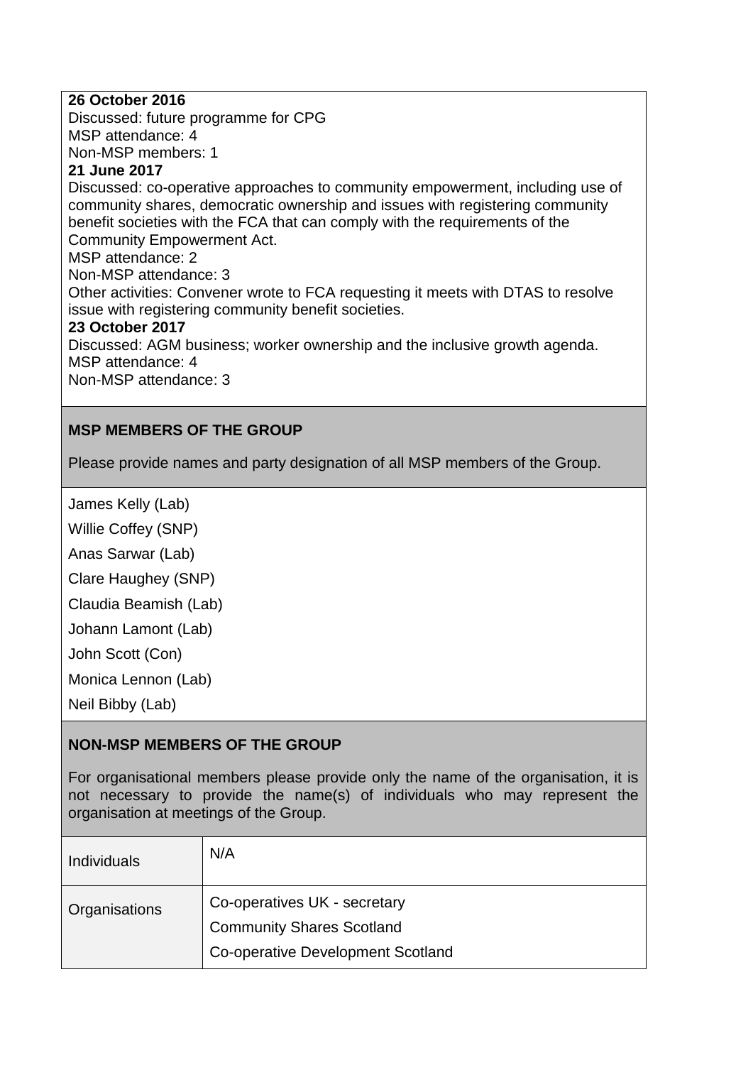**26 October 2016**
Discussed: future programme for CPG
MSP attendance: 4
Non-MSP members: 1

**21 June 2017**
Discussed: co-operative approaches to community empowerment, including use of community shares, democratic ownership and issues with registering community benefit societies with the FCA that can comply with the requirements of the Community Empowerment Act.
MSP attendance: 2
Non-MSP attendance: 3
Other activities: Convener wrote to FCA requesting it meets with DTAS to resolve issue with registering community benefit societies.

**23 October 2017**
Discussed: AGM business; worker ownership and the inclusive growth agenda.
MSP attendance: 4
Non-MSP attendance: 3

**MSP MEMBERS OF THE GROUP**

Please provide names and party designation of all MSP members of the Group.

James Kelly (Lab)

Willie Coffey (SNP)

Anas Sarwar (Lab)

Clare Haughey (SNP)

Claudia Beamish (Lab)

Johann Lamont (Lab)

John Scott (Con)

Monica Lennon (Lab)

Neil Bibby (Lab)

**NON-MSP MEMBERS OF THE GROUP**

For organisational members please provide only the name of the organisation, it is not necessary to provide the name(s) of individuals who may represent the organisation at meetings of the Group.

| | |
|---|---|
| Individuals | N/A |
| Organisations | Co-operatives UK - secretary<br>Community Shares Scotland<br>Co-operative Development Scotland |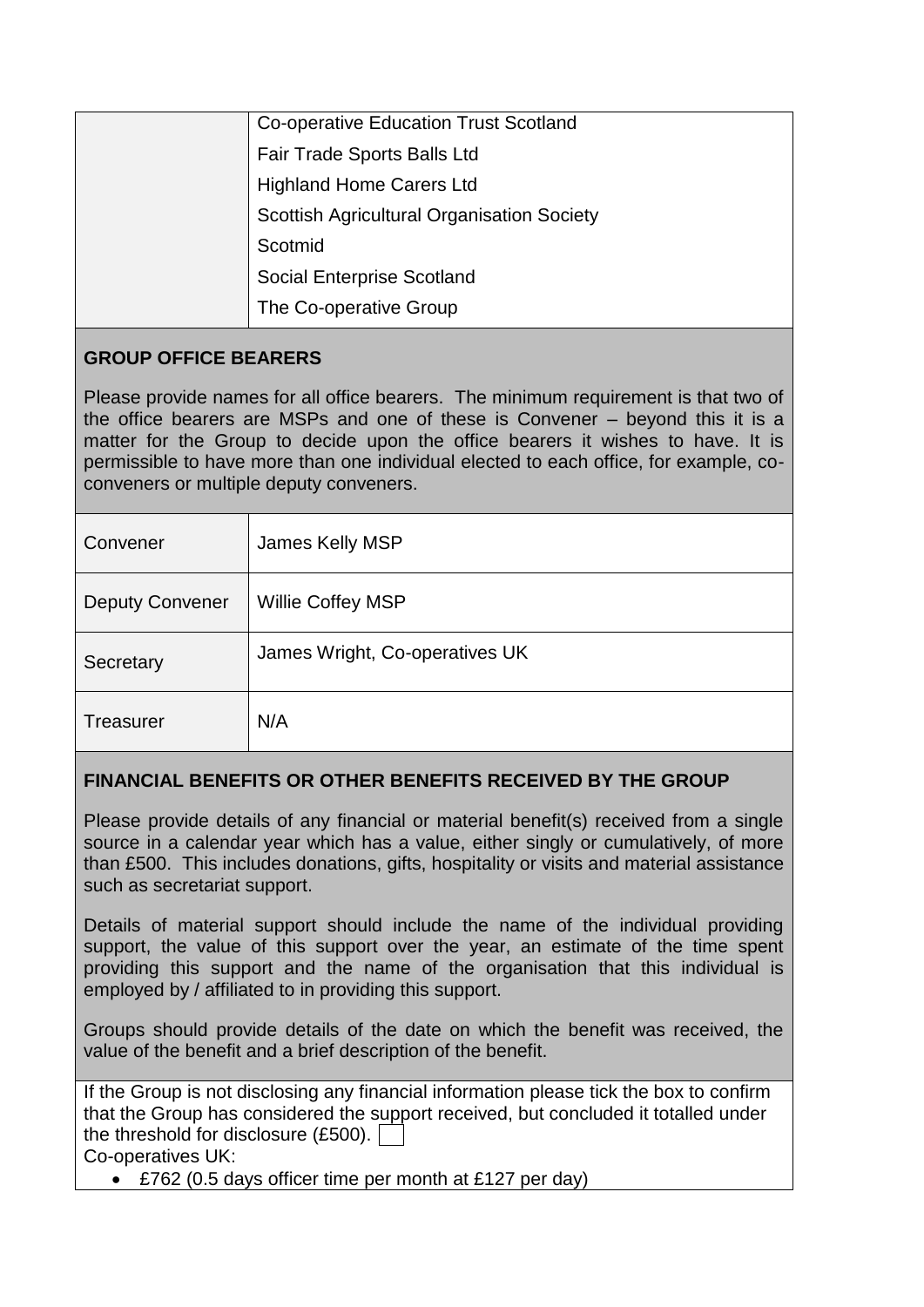| | |
|---|---|
| | Co-operative Education Trust Scotland |
| | Fair Trade Sports Balls Ltd |
| | Highland Home Carers Ltd |
| | Scottish Agricultural Organisation Society |
| | Scotmid |
| | Social Enterprise Scotland |
| | The Co-operative Group |

**GROUP OFFICE BEARERS**

Please provide names for all office bearers. The minimum requirement is that two of the office bearers are MSPs and one of these is Convener – beyond this it is a matter for the Group to decide upon the office bearers it wishes to have. It is permissible to have more than one individual elected to each office, for example, co-conveners or multiple deputy conveners.

| | |
|---|---|
| Convener | James Kelly MSP |
| Deputy Convener | Willie Coffey MSP |
| Secretary | James Wright, Co-operatives UK |
| Treasurer | N/A |

**FINANCIAL BENEFITS OR OTHER BENEFITS RECEIVED BY THE GROUP**

Please provide details of any financial or material benefit(s) received from a single source in a calendar year which has a value, either singly or cumulatively, of more than £500. This includes donations, gifts, hospitality or visits and material assistance such as secretariat support.

Details of material support should include the name of the individual providing support, the value of this support over the year, an estimate of the time spent providing this support and the name of the organisation that this individual is employed by / affiliated to in providing this support.

Groups should provide details of the date on which the benefit was received, the value of the benefit and a brief description of the benefit.

If the Group is not disclosing any financial information please tick the box to confirm that the Group has considered the support received, but concluded it totalled under the threshold for disclosure (£500). ☐

Co-operatives UK:

- £762 (0.5 days officer time per month at £127 per day)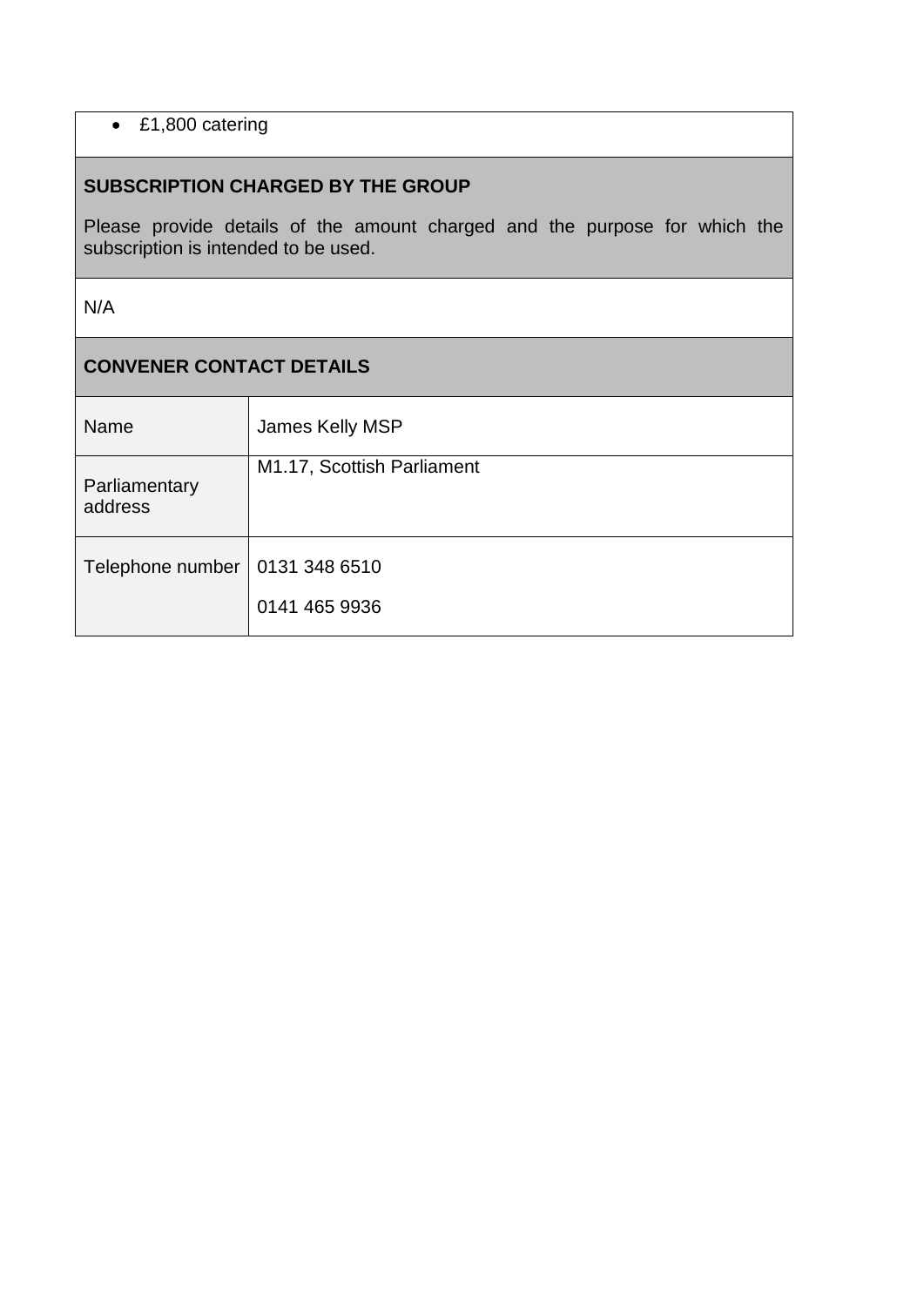- £1,800 catering

**SUBSCRIPTION CHARGED BY THE GROUP**

Please provide details of the amount charged and the purpose for which the subscription is intended to be used.

N/A

**CONVENER CONTACT DETAILS**

| | |
|---|---|
| Name | James Kelly MSP |
| Parliamentary address | M1.17, Scottish Parliament |
| Telephone number | 0131 348 6510<br><br>0141 465 9936 |